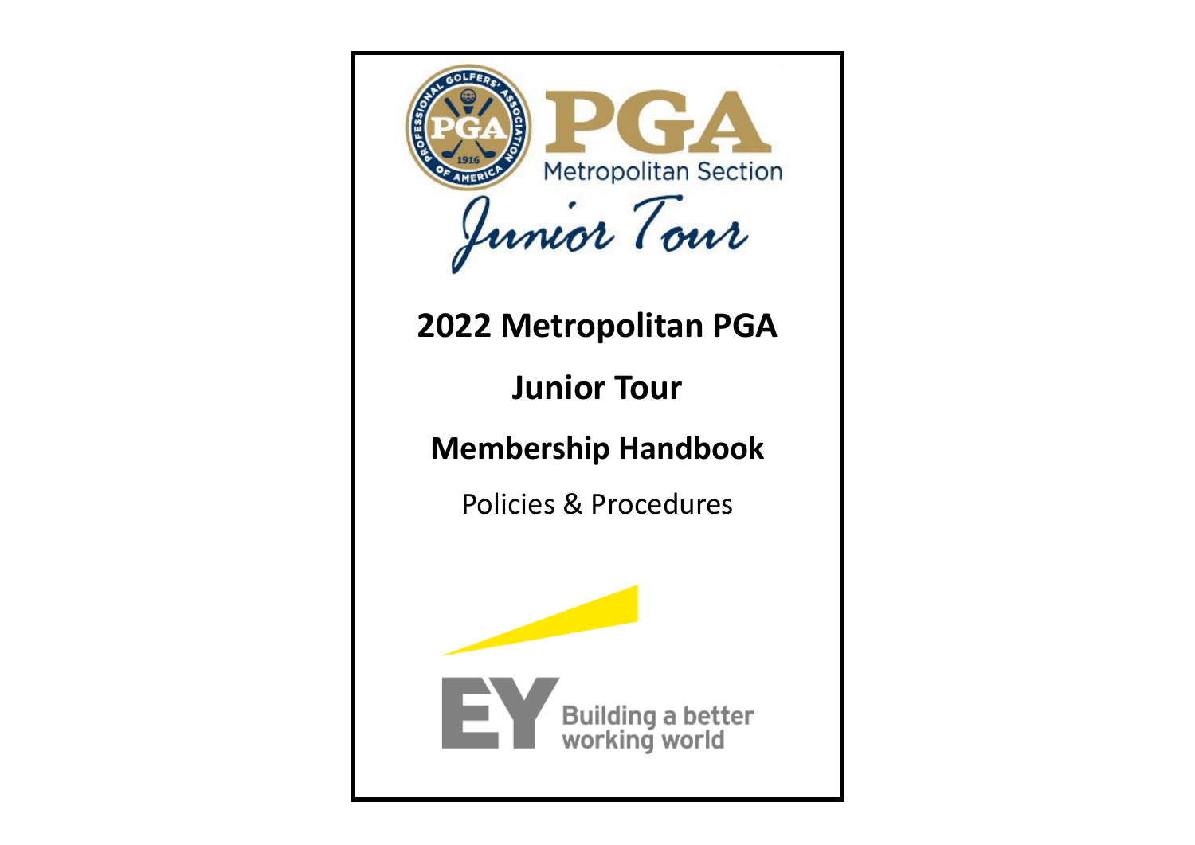PGA Metropolitan Section

Junior Tour

# 2022 Metropolitan PGA

# Junior Tour

# Membership Handbook

Policies & Procedures

EY Building a better working world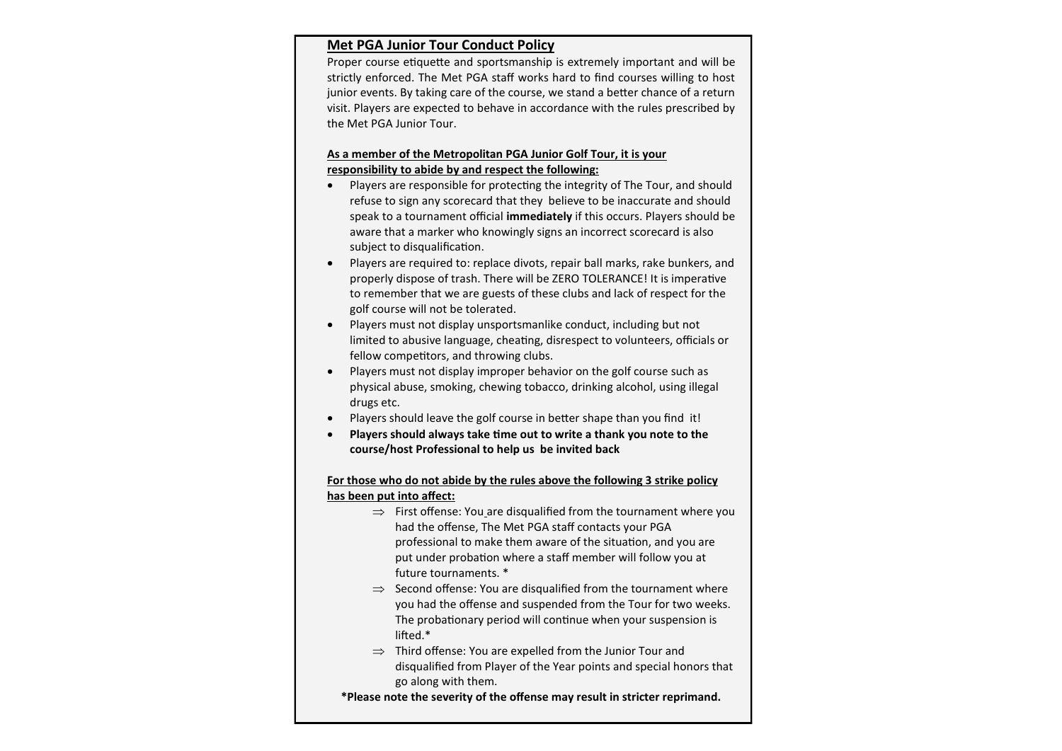## Met PGA Junior Tour Conduct Policy

Proper course etiquette and sportsmanship is extremely important and will be strictly enforced. The Met PGA staff works hard to find courses willing to host junior events. By taking care of the course, we stand a better chance of a return visit. Players are expected to behave in accordance with the rules prescribed by the Met PGA Junior Tour.

**As a member of the Metropolitan PGA Junior Golf Tour, it is your responsibility to abide by and respect the following:**

- Players are responsible for protecting the integrity of The Tour, and should refuse to sign any scorecard that they believe to be inaccurate and should speak to a tournament official **immediately** if this occurs. Players should be aware that a marker who knowingly signs an incorrect scorecard is also subject to disqualification.
- Players are required to: replace divots, repair ball marks, rake bunkers, and properly dispose of trash. There will be ZERO TOLERANCE! It is imperative to remember that we are guests of these clubs and lack of respect for the golf course will not be tolerated.
- Players must not display unsportsmanlike conduct, including but not limited to abusive language, cheating, disrespect to volunteers, officials or fellow competitors, and throwing clubs.
- Players must not display improper behavior on the golf course such as physical abuse, smoking, chewing tobacco, drinking alcohol, using illegal drugs etc.
- Players should leave the golf course in better shape than you find it!
- **Players should always take time out to write a thank you note to the course/host Professional to help us be invited back**

**For those who do not abide by the rules above the following 3 strike policy has been put into affect:**

- ⇒ First offense: You are disqualified from the tournament where you had the offense, The Met PGA staff contacts your PGA professional to make them aware of the situation, and you are put under probation where a staff member will follow you at future tournaments. *
- ⇒ Second offense: You are disqualified from the tournament where you had the offense and suspended from the Tour for two weeks. The probationary period will continue when your suspension is lifted.*
- ⇒ Third offense: You are expelled from the Junior Tour and disqualified from Player of the Year points and special honors that go along with them.

**\*Please note the severity of the offense may result in stricter reprimand.**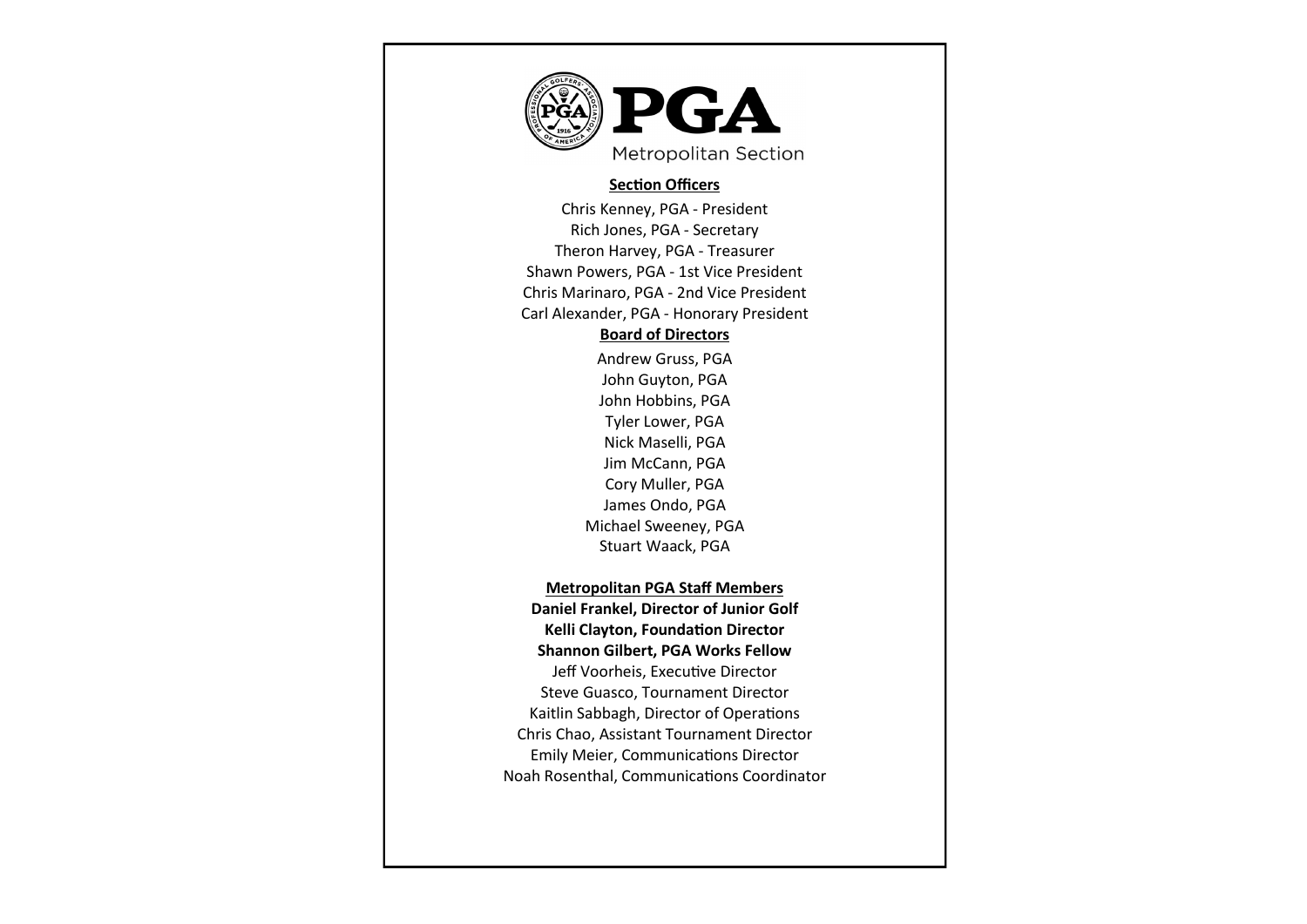PGA

Metropolitan Section

**Section Officers**

Chris Kenney, PGA - President
Rich Jones, PGA - Secretary
Theron Harvey, PGA - Treasurer
Shawn Powers, PGA - 1st Vice President
Chris Marinaro, PGA - 2nd Vice President
Carl Alexander, PGA - Honorary President

**Board of Directors**

Andrew Gruss, PGA
John Guyton, PGA
John Hobbins, PGA
Tyler Lower, PGA
Nick Maselli, PGA
Jim McCann, PGA
Cory Muller, PGA
James Ondo, PGA
Michael Sweeney, PGA
Stuart Waack, PGA

**Metropolitan PGA Staff Members**

**Daniel Frankel, Director of Junior Golf**
**Kelli Clayton, Foundation Director**
**Shannon Gilbert, PGA Works Fellow**
Jeff Voorheis, Executive Director
Steve Guasco, Tournament Director
Kaitlin Sabbagh, Director of Operations
Chris Chao, Assistant Tournament Director
Emily Meier, Communications Director
Noah Rosenthal, Communications Coordinator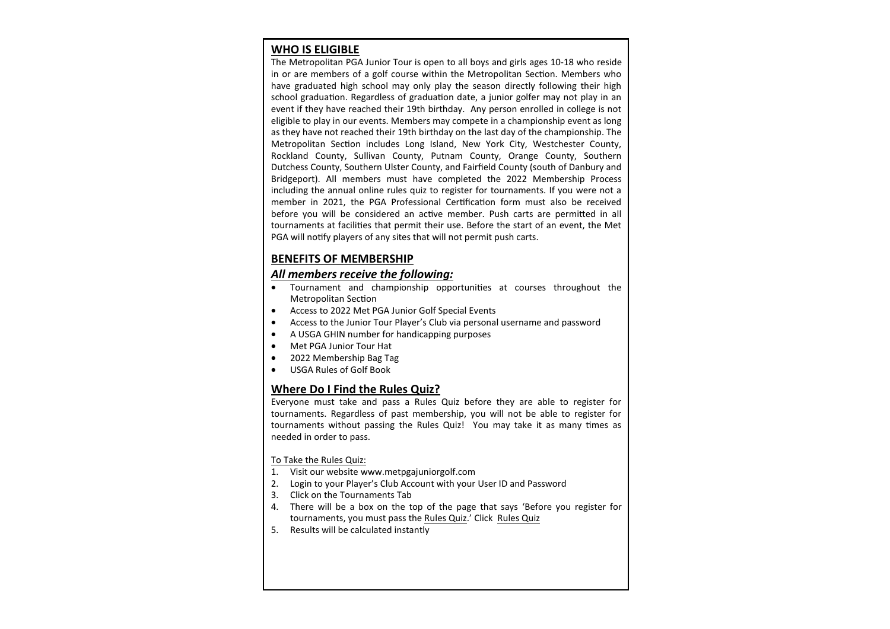## WHO IS ELIGIBLE

The Metropolitan PGA Junior Tour is open to all boys and girls ages 10-18 who reside in or are members of a golf course within the Metropolitan Section. Members who have graduated high school may only play the season directly following their high school graduation. Regardless of graduation date, a junior golfer may not play in an event if they have reached their 19th birthday. Any person enrolled in college is not eligible to play in our events. Members may compete in a championship event as long as they have not reached their 19th birthday on the last day of the championship. The Metropolitan Section includes Long Island, New York City, Westchester County, Rockland County, Sullivan County, Putnam County, Orange County, Southern Dutchess County, Southern Ulster County, and Fairfield County (south of Danbury and Bridgeport). All members must have completed the 2022 Membership Process including the annual online rules quiz to register for tournaments. If you were not a member in 2021, the PGA Professional Certification form must also be received before you will be considered an active member. Push carts are permitted in all tournaments at facilities that permit their use. Before the start of an event, the Met PGA will notify players of any sites that will not permit push carts.

## BENEFITS OF MEMBERSHIP

### *All members receive the following:*

- Tournament and championship opportunities at courses throughout the Metropolitan Section
- Access to 2022 Met PGA Junior Golf Special Events
- Access to the Junior Tour Player's Club via personal username and password
- A USGA GHIN number for handicapping purposes
- Met PGA Junior Tour Hat
- 2022 Membership Bag Tag
- USGA Rules of Golf Book

## Where Do I Find the Rules Quiz?

Everyone must take and pass a Rules Quiz before they are able to register for tournaments. Regardless of past membership, you will not be able to register for tournaments without passing the Rules Quiz! You may take it as many times as needed in order to pass.

To Take the Rules Quiz:

1. Visit our website www.metpgajuniorgolf.com
2. Login to your Player's Club Account with your User ID and Password
3. Click on the Tournaments Tab
4. There will be a box on the top of the page that says 'Before you register for tournaments, you must pass the Rules Quiz.' Click Rules Quiz
5. Results will be calculated instantly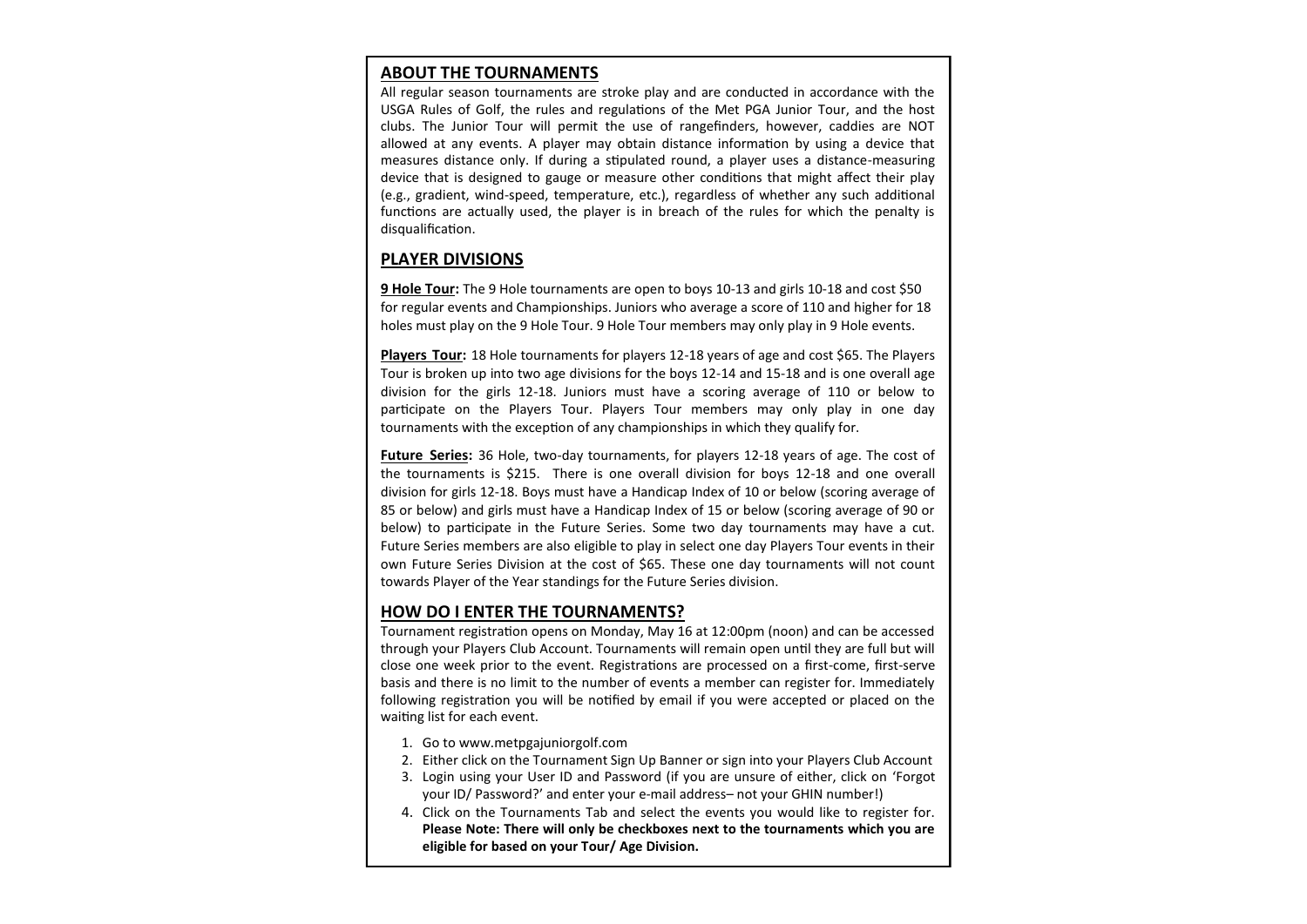## ABOUT THE TOURNAMENTS

All regular season tournaments are stroke play and are conducted in accordance with the USGA Rules of Golf, the rules and regulations of the Met PGA Junior Tour, and the host clubs. The Junior Tour will permit the use of rangefinders, however, caddies are NOT allowed at any events. A player may obtain distance information by using a device that measures distance only. If during a stipulated round, a player uses a distance-measuring device that is designed to gauge or measure other conditions that might affect their play (e.g., gradient, wind-speed, temperature, etc.), regardless of whether any such additional functions are actually used, the player is in breach of the rules for which the penalty is disqualification.

## PLAYER DIVISIONS

**9 Hole Tour:** The 9 Hole tournaments are open to boys 10-13 and girls 10-18 and cost $50 for regular events and Championships. Juniors who average a score of 110 and higher for 18 holes must play on the 9 Hole Tour. 9 Hole Tour members may only play in 9 Hole events.

**Players Tour:** 18 Hole tournaments for players 12-18 years of age and cost $65. The Players Tour is broken up into two age divisions for the boys 12-14 and 15-18 and is one overall age division for the girls 12-18. Juniors must have a scoring average of 110 or below to participate on the Players Tour. Players Tour members may only play in one day tournaments with the exception of any championships in which they qualify for.

**Future Series:** 36 Hole, two-day tournaments, for players 12-18 years of age. The cost of the tournaments is $215. There is one overall division for boys 12-18 and one overall division for girls 12-18. Boys must have a Handicap Index of 10 or below (scoring average of 85 or below) and girls must have a Handicap Index of 15 or below (scoring average of 90 or below) to participate in the Future Series. Some two day tournaments may have a cut. Future Series members are also eligible to play in select one day Players Tour events in their own Future Series Division at the cost of $65. These one day tournaments will not count towards Player of the Year standings for the Future Series division.

## HOW DO I ENTER THE TOURNAMENTS?

Tournament registration opens on Monday, May 16 at 12:00pm (noon) and can be accessed through your Players Club Account. Tournaments will remain open until they are full but will close one week prior to the event. Registrations are processed on a first-come, first-serve basis and there is no limit to the number of events a member can register for. Immediately following registration you will be notified by email if you were accepted or placed on the waiting list for each event.

1. Go to www.metpgajuniorgolf.com
2. Either click on the Tournament Sign Up Banner or sign into your Players Club Account
3. Login using your User ID and Password (if you are unsure of either, click on 'Forgot your ID/ Password?' and enter your e-mail address– not your GHIN number!)
4. Click on the Tournaments Tab and select the events you would like to register for. **Please Note: There will only be checkboxes next to the tournaments which you are eligible for based on your Tour/ Age Division.**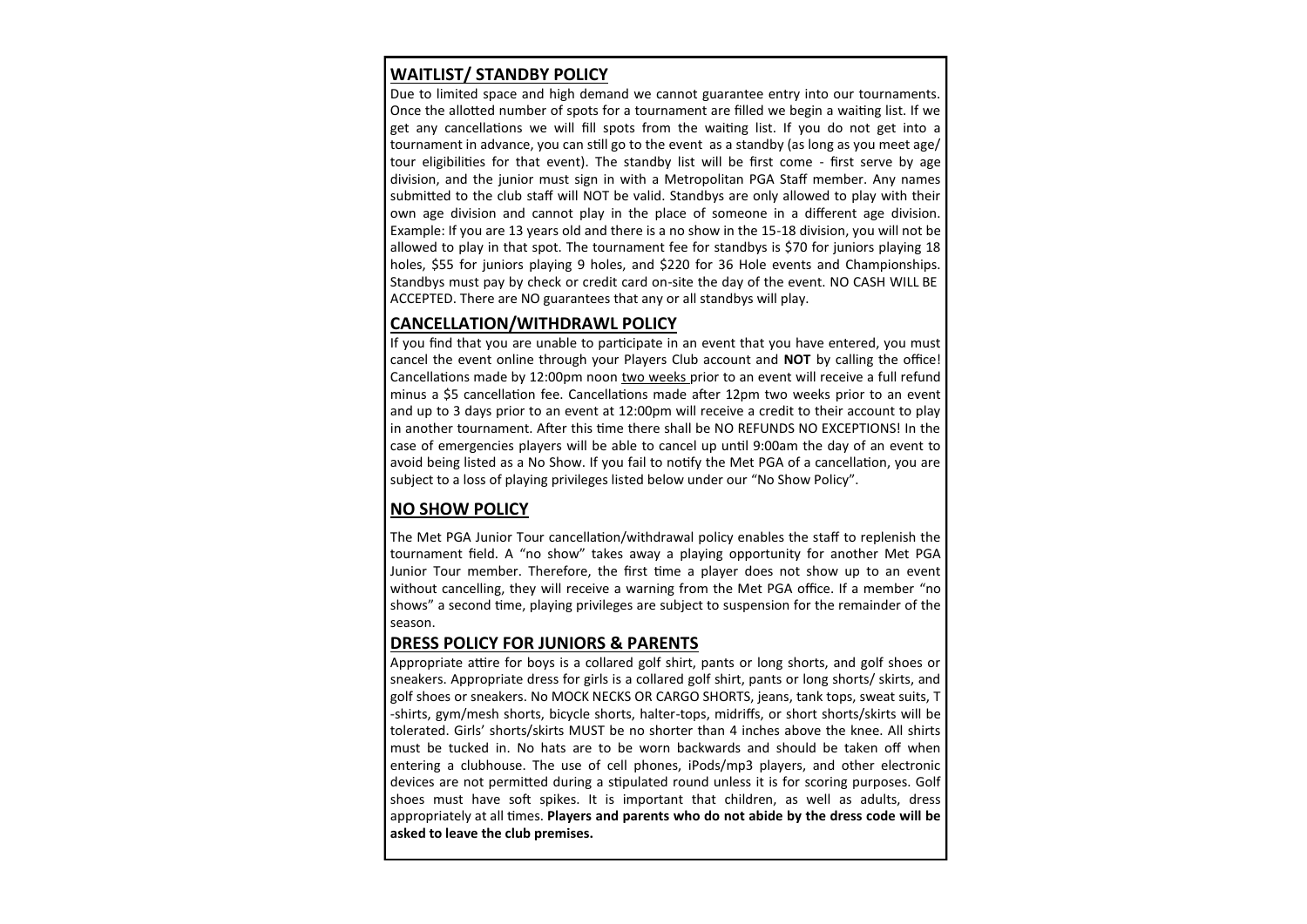## WAITLIST/ STANDBY POLICY

Due to limited space and high demand we cannot guarantee entry into our tournaments. Once the allotted number of spots for a tournament are filled we begin a waiting list. If we get any cancellations we will fill spots from the waiting list. If you do not get into a tournament in advance, you can still go to the event as a standby (as long as you meet age/ tour eligibilities for that event). The standby list will be first come - first serve by age division, and the junior must sign in with a Metropolitan PGA Staff member. Any names submitted to the club staff will NOT be valid. Standbys are only allowed to play with their own age division and cannot play in the place of someone in a different age division. Example: If you are 13 years old and there is a no show in the 15-18 division, you will not be allowed to play in that spot. The tournament fee for standbys is $70 for juniors playing 18 holes, $55 for juniors playing 9 holes, and $220 for 36 Hole events and Championships. Standbys must pay by check or credit card on-site the day of the event. NO CASH WILL BE ACCEPTED. There are NO guarantees that any or all standbys will play.

## CANCELLATION/WITHDRAWL POLICY

If you find that you are unable to participate in an event that you have entered, you must cancel the event online through your Players Club account and **NOT** by calling the office! Cancellations made by 12:00pm noon two weeks prior to an event will receive a full refund minus a $5 cancellation fee. Cancellations made after 12pm two weeks prior to an event and up to 3 days prior to an event at 12:00pm will receive a credit to their account to play in another tournament. After this time there shall be NO REFUNDS NO EXCEPTIONS! In the case of emergencies players will be able to cancel up until 9:00am the day of an event to avoid being listed as a No Show. If you fail to notify the Met PGA of a cancellation, you are subject to a loss of playing privileges listed below under our "No Show Policy".

## NO SHOW POLICY

The Met PGA Junior Tour cancellation/withdrawal policy enables the staff to replenish the tournament field. A "no show" takes away a playing opportunity for another Met PGA Junior Tour member. Therefore, the first time a player does not show up to an event without cancelling, they will receive a warning from the Met PGA office. If a member "no shows" a second time, playing privileges are subject to suspension for the remainder of the season.

## DRESS POLICY FOR JUNIORS & PARENTS

Appropriate attire for boys is a collared golf shirt, pants or long shorts, and golf shoes or sneakers. Appropriate dress for girls is a collared golf shirt, pants or long shorts/ skirts, and golf shoes or sneakers. No MOCK NECKS OR CARGO SHORTS, jeans, tank tops, sweat suits, T-shirts, gym/mesh shorts, bicycle shorts, halter-tops, midriffs, or short shorts/skirts will be tolerated. Girls' shorts/skirts MUST be no shorter than 4 inches above the knee. All shirts must be tucked in. No hats are to be worn backwards and should be taken off when entering a clubhouse. The use of cell phones, iPods/mp3 players, and other electronic devices are not permitted during a stipulated round unless it is for scoring purposes. Golf shoes must have soft spikes. It is important that children, as well as adults, dress appropriately at all times. **Players and parents who do not abide by the dress code will be asked to leave the club premises.**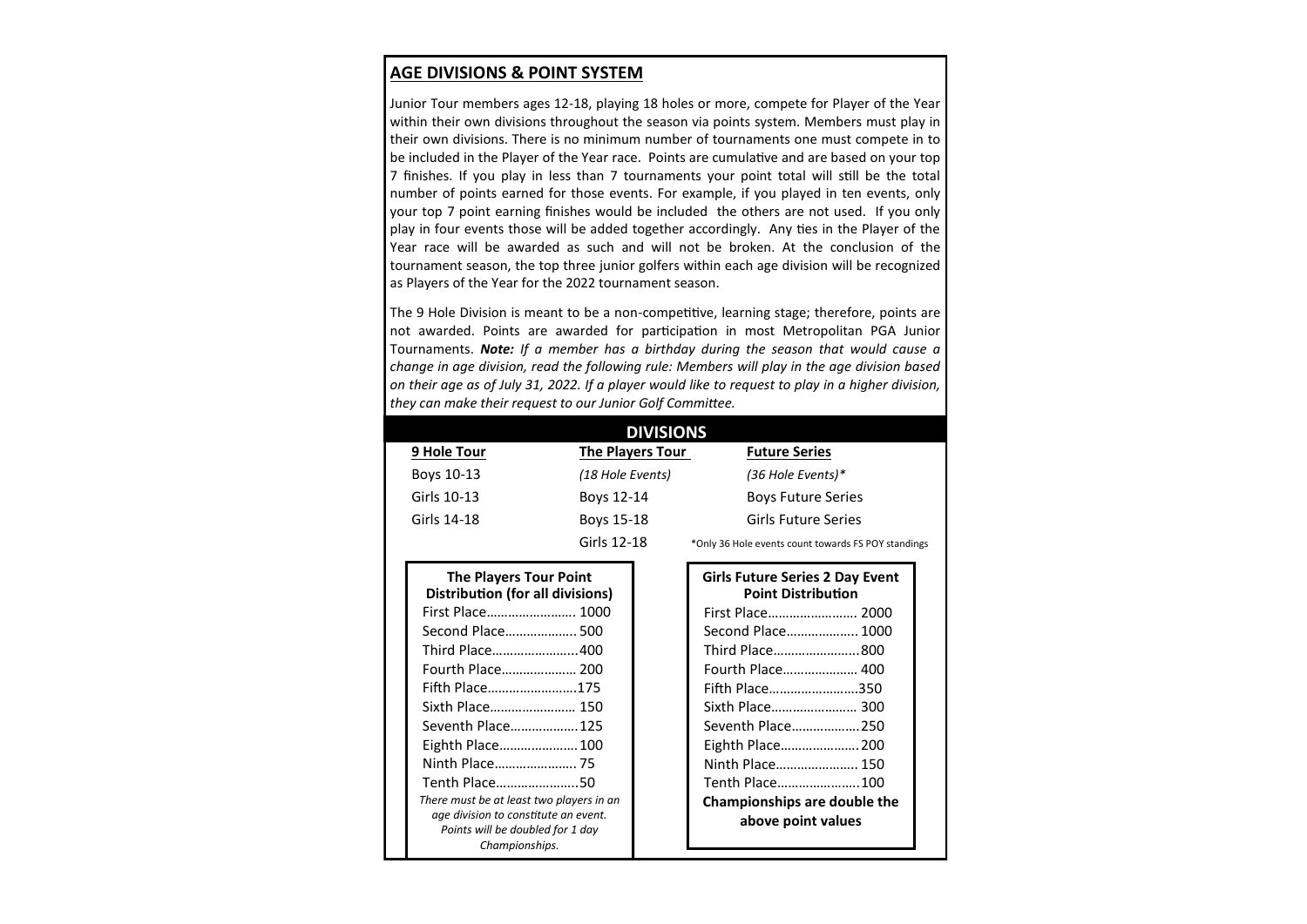## AGE DIVISIONS & POINT SYSTEM

Junior Tour members ages 12-18, playing 18 holes or more, compete for Player of the Year within their own divisions throughout the season via points system. Members must play in their own divisions. There is no minimum number of tournaments one must compete in to be included in the Player of the Year race. Points are cumulative and are based on your top 7 finishes. If you play in less than 7 tournaments your point total will still be the total number of points earned for those events. For example, if you played in ten events, only your top 7 point earning finishes would be included the others are not used. If you only play in four events those will be added together accordingly. Any ties in the Player of the Year race will be awarded as such and will not be broken. At the conclusion of the tournament season, the top three junior golfers within each age division will be recognized as Players of the Year for the 2022 tournament season.

The 9 Hole Division is meant to be a non-competitive, learning stage; therefore, points are not awarded. Points are awarded for participation in most Metropolitan PGA Junior Tournaments. ***Note:*** *If a member has a birthday during the season that would cause a change in age division, read the following rule: Members will play in the age division based on their age as of July 31, 2022. If a player would like to request to play in a higher division, they can make their request to our Junior Golf Committee.*

## DIVISIONS

| 9 Hole Tour | The Players Tour | Future Series |
|---|---|---|
| Boys 10-13 | *(18 Hole Events)* | *(36 Hole Events)** |
| Girls 10-13 | Boys 12-14 | Boys Future Series |
| Girls 14-18 | Boys 15-18 | Girls Future Series |
| | Girls 12-18 | *Only 36 Hole events count towards FS POY standings |

### The Players Tour Point Distribution (for all divisions)

| Place | Points |
|---|---|
| First Place | 1000 |
| Second Place | 500 |
| Third Place | 400 |
| Fourth Place | 200 |
| Fifth Place | 175 |
| Sixth Place | 150 |
| Seventh Place | 125 |
| Eighth Place | 100 |
| Ninth Place | 75 |
| Tenth Place | 50 |

*There must be at least two players in an age division to constitute an event. Points will be doubled for 1 day Championships.*

### Girls Future Series 2 Day Event Point Distribution

| Place | Points |
|---|---|
| First Place | 2000 |
| Second Place | 1000 |
| Third Place | 800 |
| Fourth Place | 400 |
| Fifth Place | 350 |
| Sixth Place | 300 |
| Seventh Place | 250 |
| Eighth Place | 200 |
| Ninth Place | 150 |
| Tenth Place | 100 |

**Championships are double the above point values**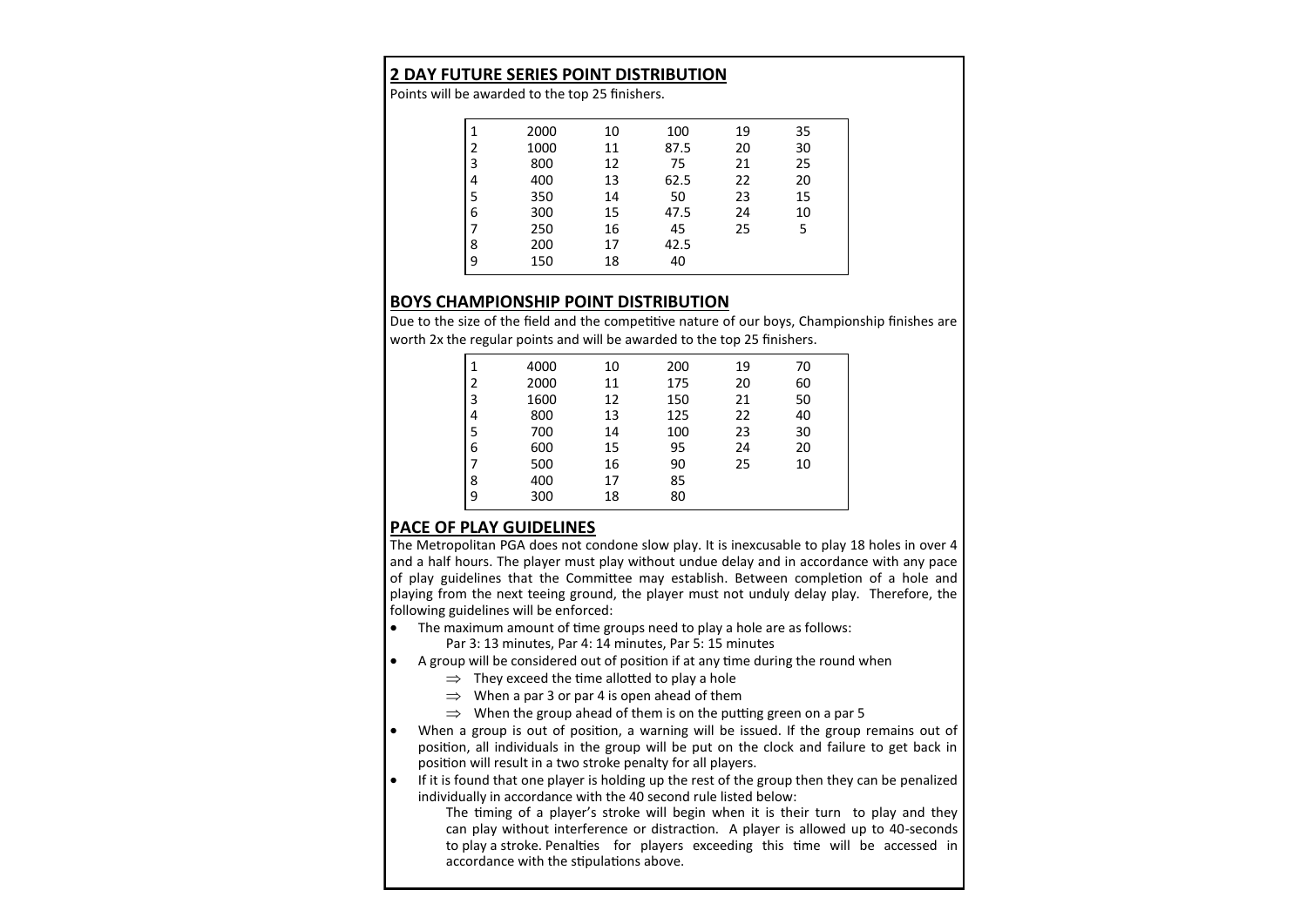## 2 DAY FUTURE SERIES POINT DISTRIBUTION

Points will be awarded to the top 25 finishers.

| | | | | | |
|---|---|---|---|---|---|
| 1 | 2000 | 10 | 100 | 19 | 35 |
| 2 | 1000 | 11 | 87.5 | 20 | 30 |
| 3 | 800 | 12 | 75 | 21 | 25 |
| 4 | 400 | 13 | 62.5 | 22 | 20 |
| 5 | 350 | 14 | 50 | 23 | 15 |
| 6 | 300 | 15 | 47.5 | 24 | 10 |
| 7 | 250 | 16 | 45 | 25 | 5 |
| 8 | 200 | 17 | 42.5 | | |
| 9 | 150 | 18 | 40 | | |

## BOYS CHAMPIONSHIP POINT DISTRIBUTION

Due to the size of the field and the competitive nature of our boys, Championship finishes are worth 2x the regular points and will be awarded to the top 25 finishers.

| | | | | | |
|---|---|---|---|---|---|
| 1 | 4000 | 10 | 200 | 19 | 70 |
| 2 | 2000 | 11 | 175 | 20 | 60 |
| 3 | 1600 | 12 | 150 | 21 | 50 |
| 4 | 800 | 13 | 125 | 22 | 40 |
| 5 | 700 | 14 | 100 | 23 | 30 |
| 6 | 600 | 15 | 95 | 24 | 20 |
| 7 | 500 | 16 | 90 | 25 | 10 |
| 8 | 400 | 17 | 85 | | |
| 9 | 300 | 18 | 80 | | |

## PACE OF PLAY GUIDELINES

The Metropolitan PGA does not condone slow play. It is inexcusable to play 18 holes in over 4 and a half hours. The player must play without undue delay and in accordance with any pace of play guidelines that the Committee may establish. Between completion of a hole and playing from the next teeing ground, the player must not unduly delay play. Therefore, the following guidelines will be enforced:

- The maximum amount of time groups need to play a hole are as follows:
  Par 3: 13 minutes, Par 4: 14 minutes, Par 5: 15 minutes
- A group will be considered out of position if at any time during the round when
  - ⇒ They exceed the time allotted to play a hole
  - ⇒ When a par 3 or par 4 is open ahead of them
  - ⇒ When the group ahead of them is on the putting green on a par 5
- When a group is out of position, a warning will be issued. If the group remains out of position, all individuals in the group will be put on the clock and failure to get back in position will result in a two stroke penalty for all players.
- If it is found that one player is holding up the rest of the group then they can be penalized individually in accordance with the 40 second rule listed below:

  The timing of a player's stroke will begin when it is their turn to play and they can play without interference or distraction. A player is allowed up to 40-seconds to play a stroke. Penalties for players exceeding this time will be accessed in accordance with the stipulations above.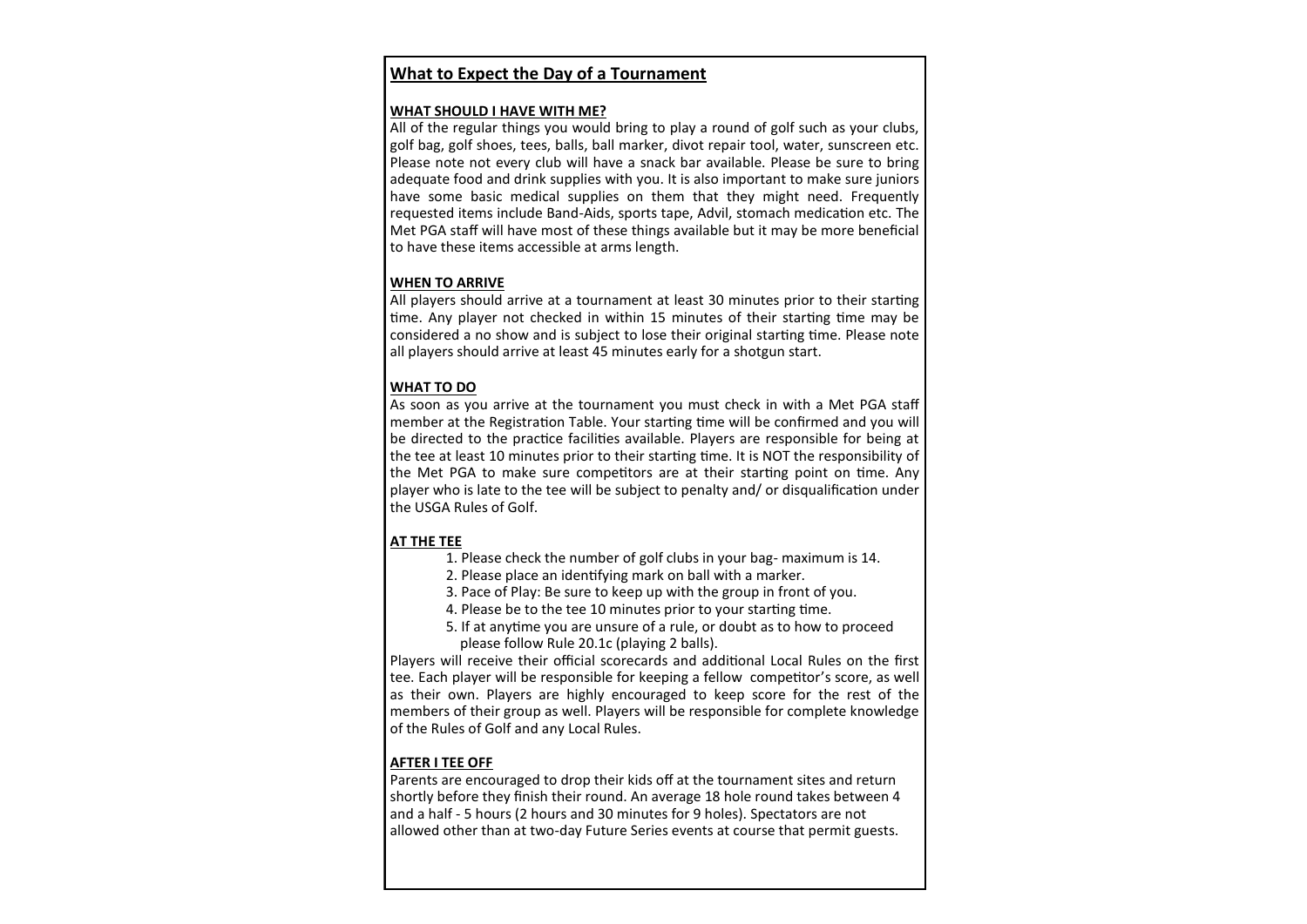## What to Expect the Day of a Tournament

### WHAT SHOULD I HAVE WITH ME?

All of the regular things you would bring to play a round of golf such as your clubs, golf bag, golf shoes, tees, balls, ball marker, divot repair tool, water, sunscreen etc. Please note not every club will have a snack bar available. Please be sure to bring adequate food and drink supplies with you. It is also important to make sure juniors have some basic medical supplies on them that they might need. Frequently requested items include Band-Aids, sports tape, Advil, stomach medication etc. The Met PGA staff will have most of these things available but it may be more beneficial to have these items accessible at arms length.

### WHEN TO ARRIVE

All players should arrive at a tournament at least 30 minutes prior to their starting time. Any player not checked in within 15 minutes of their starting time may be considered a no show and is subject to lose their original starting time. Please note all players should arrive at least 45 minutes early for a shotgun start.

### WHAT TO DO

As soon as you arrive at the tournament you must check in with a Met PGA staff member at the Registration Table. Your starting time will be confirmed and you will be directed to the practice facilities available. Players are responsible for being at the tee at least 10 minutes prior to their starting time. It is NOT the responsibility of the Met PGA to make sure competitors are at their starting point on time. Any player who is late to the tee will be subject to penalty and/ or disqualification under the USGA Rules of Golf.

### AT THE TEE

1. Please check the number of golf clubs in your bag- maximum is 14.
2. Please place an identifying mark on ball with a marker.
3. Pace of Play: Be sure to keep up with the group in front of you.
4. Please be to the tee 10 minutes prior to your starting time.
5. If at anytime you are unsure of a rule, or doubt as to how to proceed please follow Rule 20.1c (playing 2 balls).

Players will receive their official scorecards and additional Local Rules on the first tee. Each player will be responsible for keeping a fellow competitor's score, as well as their own. Players are highly encouraged to keep score for the rest of the members of their group as well. Players will be responsible for complete knowledge of the Rules of Golf and any Local Rules.

### AFTER I TEE OFF

Parents are encouraged to drop their kids off at the tournament sites and return shortly before they finish their round. An average 18 hole round takes between 4 and a half - 5 hours (2 hours and 30 minutes for 9 holes). Spectators are not allowed other than at two-day Future Series events at course that permit guests.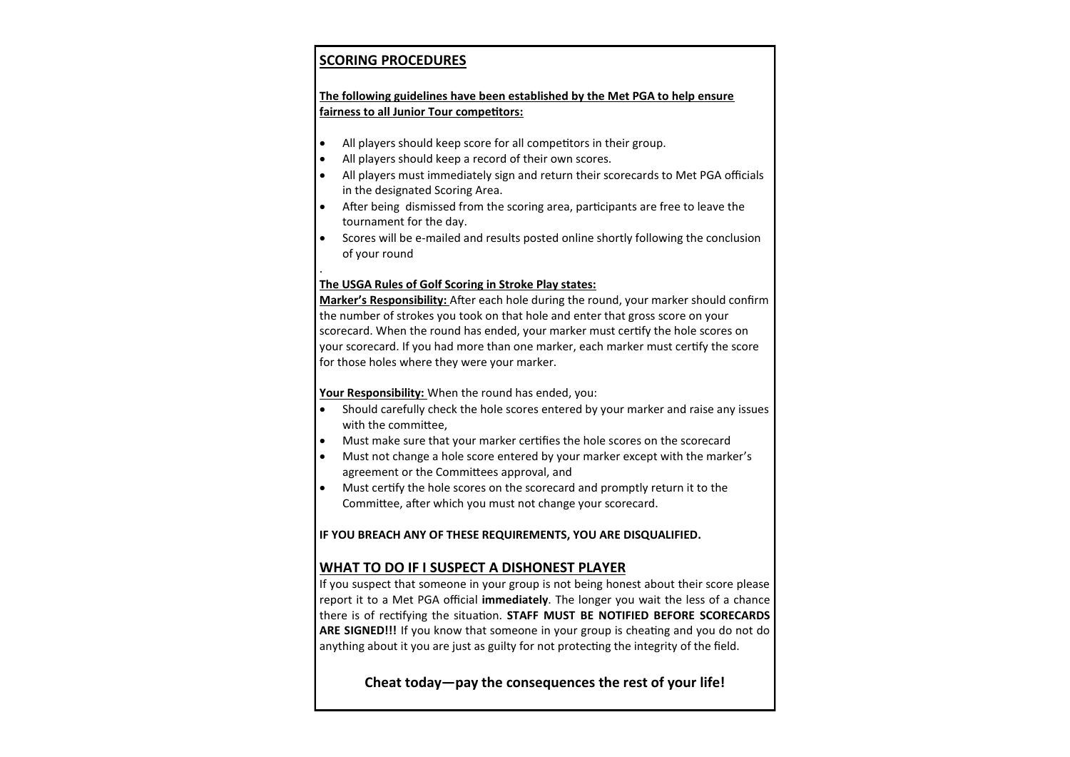## SCORING PROCEDURES

**The following guidelines have been established by the Met PGA to help ensure fairness to all Junior Tour competitors:**

- All players should keep score for all competitors in their group.
- All players should keep a record of their own scores.
- All players must immediately sign and return their scorecards to Met PGA officials in the designated Scoring Area.
- After being dismissed from the scoring area, participants are free to leave the tournament for the day.
- Scores will be e-mailed and results posted online shortly following the conclusion of your round

.

**The USGA Rules of Golf Scoring in Stroke Play states:**

**Marker's Responsibility:** After each hole during the round, your marker should confirm the number of strokes you took on that hole and enter that gross score on your scorecard. When the round has ended, your marker must certify the hole scores on your scorecard. If you had more than one marker, each marker must certify the score for those holes where they were your marker.

**Your Responsibility:** When the round has ended, you:

- Should carefully check the hole scores entered by your marker and raise any issues with the committee,
- Must make sure that your marker certifies the hole scores on the scorecard
- Must not change a hole score entered by your marker except with the marker's agreement or the Committees approval, and
- Must certify the hole scores on the scorecard and promptly return it to the Committee, after which you must not change your scorecard.

**IF YOU BREACH ANY OF THESE REQUIREMENTS, YOU ARE DISQUALIFIED.**

## WHAT TO DO IF I SUSPECT A DISHONEST PLAYER

If you suspect that someone in your group is not being honest about their score please report it to a Met PGA official **immediately**. The longer you wait the less of a chance there is of rectifying the situation. **STAFF MUST BE NOTIFIED BEFORE SCORECARDS ARE SIGNED!!!** If you know that someone in your group is cheating and you do not do anything about it you are just as guilty for not protecting the integrity of the field.

**Cheat today—pay the consequences the rest of your life!**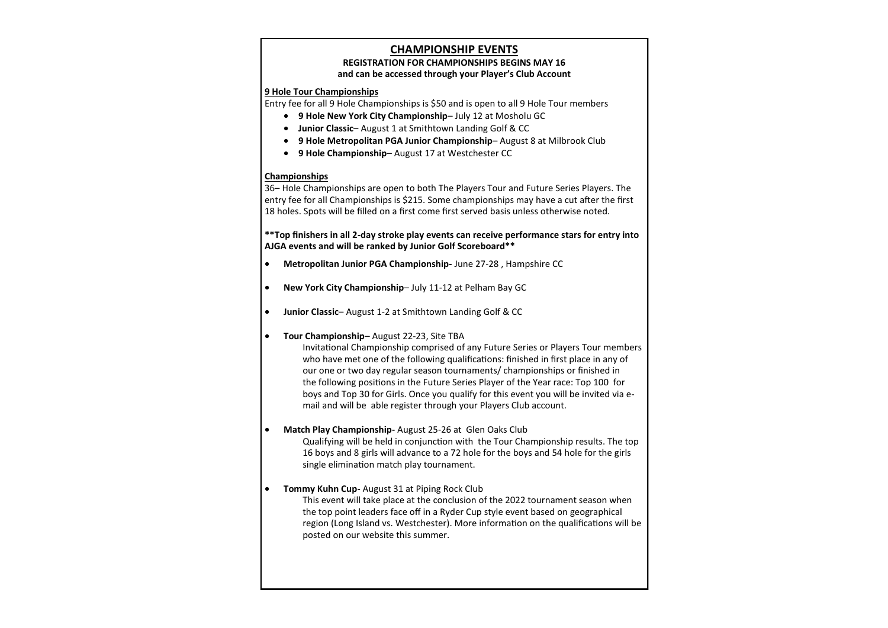# CHAMPIONSHIP EVENTS

**REGISTRATION FOR CHAMPIONSHIPS BEGINS MAY 16**
**and can be accessed through your Player's Club Account**

## 9 Hole Tour Championships

Entry fee for all 9 Hole Championships is $50 and is open to all 9 Hole Tour members

- **9 Hole New York City Championship**– July 12 at Mosholu GC
- **Junior Classic**– August 1 at Smithtown Landing Golf & CC
- **9 Hole Metropolitan PGA Junior Championship**– August 8 at Milbrook Club
- **9 Hole Championship**– August 17 at Westchester CC

## Championships

36– Hole Championships are open to both The Players Tour and Future Series Players. The entry fee for all Championships is $215. Some championships may have a cut after the first 18 holes. Spots will be filled on a first come first served basis unless otherwise noted.

****Top finishers in all 2-day stroke play events can receive performance stars for entry into AJGA events and will be ranked by Junior Golf Scoreboard****

- **Metropolitan Junior PGA Championship-** June 27-28 , Hampshire CC
- **New York City Championship**– July 11-12 at Pelham Bay GC
- **Junior Classic**– August 1-2 at Smithtown Landing Golf & CC
- **Tour Championship**– August 22-23, Site TBA

  Invitational Championship comprised of any Future Series or Players Tour members who have met one of the following qualifications: finished in first place in any of our one or two day regular season tournaments/ championships or finished in the following positions in the Future Series Player of the Year race: Top 100 for boys and Top 30 for Girls. Once you qualify for this event you will be invited via e-mail and will be able register through your Players Club account.

- **Match Play Championship-** August 25-26 at Glen Oaks Club

  Qualifying will be held in conjunction with the Tour Championship results. The top 16 boys and 8 girls will advance to a 72 hole for the boys and 54 hole for the girls single elimination match play tournament.

- **Tommy Kuhn Cup-** August 31 at Piping Rock Club

  This event will take place at the conclusion of the 2022 tournament season when the top point leaders face off in a Ryder Cup style event based on geographical region (Long Island vs. Westchester). More information on the qualifications will be posted on our website this summer.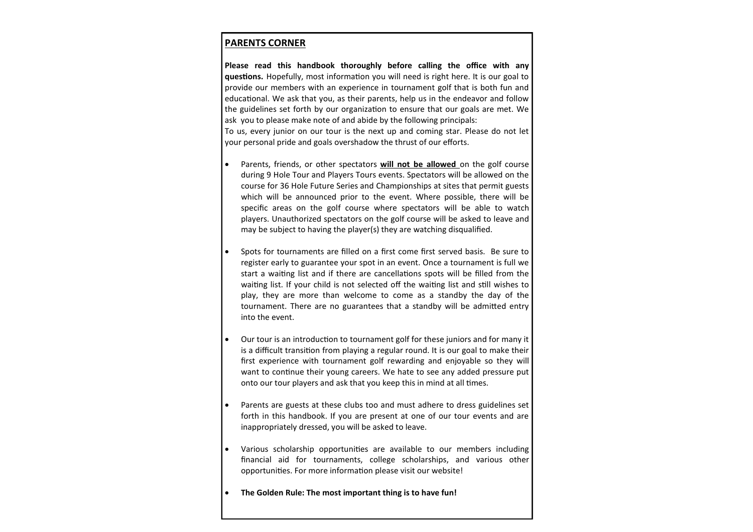## PARENTS CORNER

**Please read this handbook thoroughly before calling the office with any questions.** Hopefully, most information you will need is right here. It is our goal to provide our members with an experience in tournament golf that is both fun and educational. We ask that you, as their parents, help us in the endeavor and follow the guidelines set forth by our organization to ensure that our goals are met. We ask you to please make note of and abide by the following principals:
To us, every junior on our tour is the next up and coming star. Please do not let your personal pride and goals overshadow the thrust of our efforts.

- Parents, friends, or other spectators **will not be allowed** on the golf course during 9 Hole Tour and Players Tours events. Spectators will be allowed on the course for 36 Hole Future Series and Championships at sites that permit guests which will be announced prior to the event. Where possible, there will be specific areas on the golf course where spectators will be able to watch players. Unauthorized spectators on the golf course will be asked to leave and may be subject to having the player(s) they are watching disqualified.

- Spots for tournaments are filled on a first come first served basis. Be sure to register early to guarantee your spot in an event. Once a tournament is full we start a waiting list and if there are cancellations spots will be filled from the waiting list. If your child is not selected off the waiting list and still wishes to play, they are more than welcome to come as a standby the day of the tournament. There are no guarantees that a standby will be admitted entry into the event.

- Our tour is an introduction to tournament golf for these juniors and for many it is a difficult transition from playing a regular round. It is our goal to make their first experience with tournament golf rewarding and enjoyable so they will want to continue their young careers. We hate to see any added pressure put onto our tour players and ask that you keep this in mind at all times.

- Parents are guests at these clubs too and must adhere to dress guidelines set forth in this handbook. If you are present at one of our tour events and are inappropriately dressed, you will be asked to leave.

- Various scholarship opportunities are available to our members including financial aid for tournaments, college scholarships, and various other opportunities. For more information please visit our website!

- **The Golden Rule: The most important thing is to have fun!**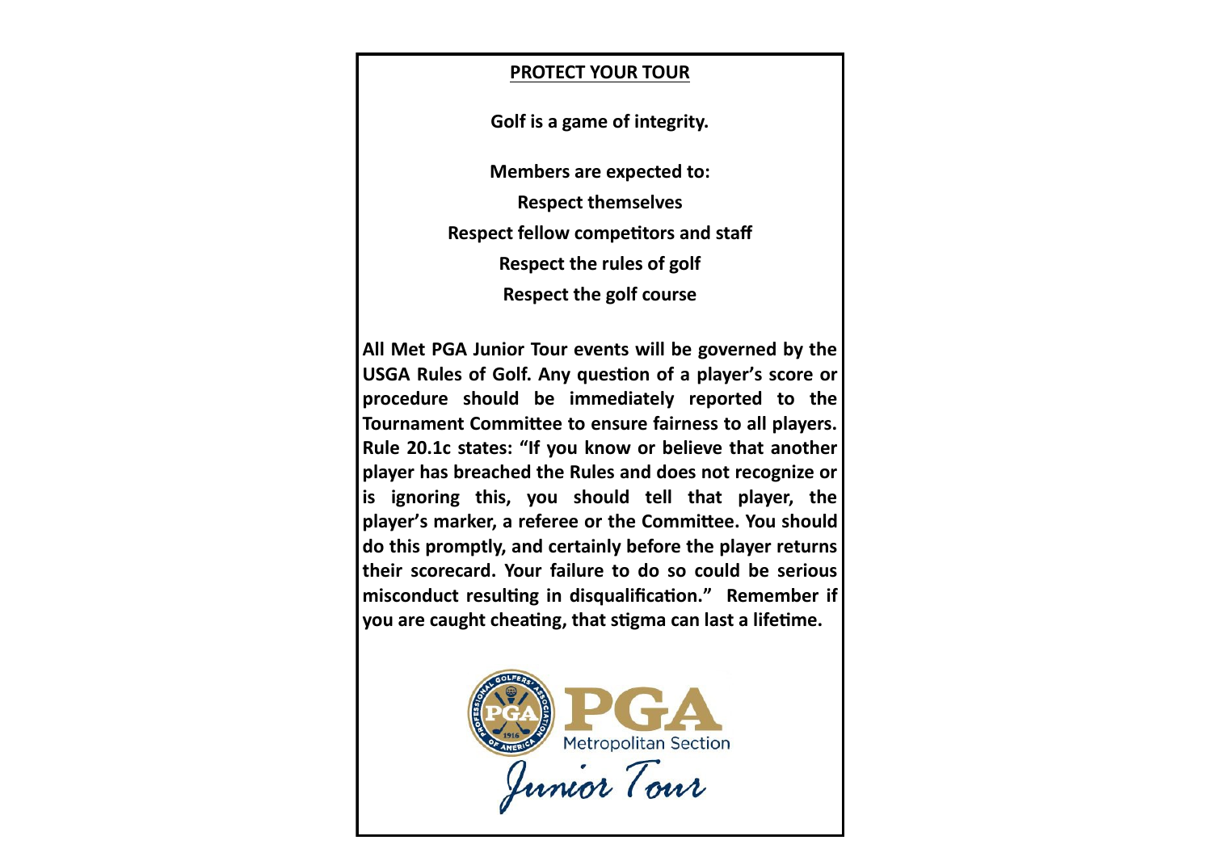## PROTECT YOUR TOUR

**Golf is a game of integrity.**

**Members are expected to:**

**Respect themselves**

**Respect fellow competitors and staff**

**Respect the rules of golf**

**Respect the golf course**

**All Met PGA Junior Tour events will be governed by the USGA Rules of Golf. Any question of a player's score or procedure should be immediately reported to the Tournament Committee to ensure fairness to all players. Rule 20.1c states: "If you know or believe that another player has breached the Rules and does not recognize or is ignoring this, you should tell that player, the player's marker, a referee or the Committee. You should do this promptly, and certainly before the player returns their scorecard. Your failure to do so could be serious misconduct resulting in disqualification." Remember if you are caught cheating, that stigma can last a lifetime.**

PGA Metropolitan Section

Junior Tour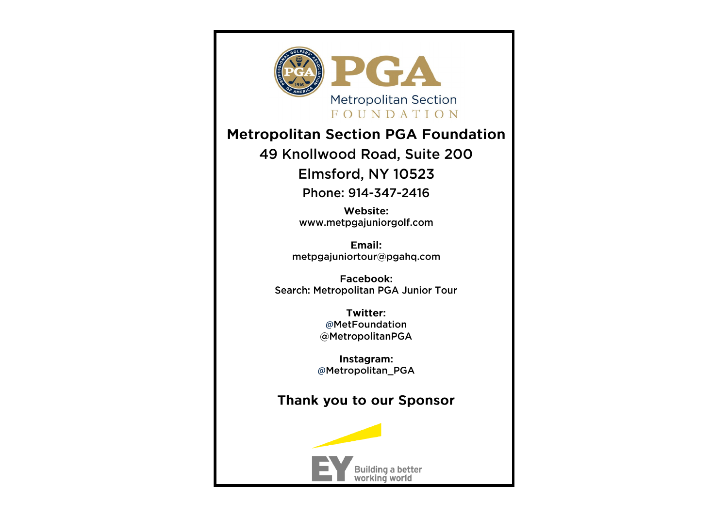PGA

Metropolitan Section

FOUNDATION

## Metropolitan Section PGA Foundation

49 Knollwood Road, Suite 200

Elmsford, NY 10523

Phone: 914-347-2416

**Website:**
www.metpgajuniorgolf.com

**Email:**
metpgajuniortour@pgahq.com

**Facebook:**
Search: Metropolitan PGA Junior Tour

**Twitter:**
@MetFoundation
@MetropolitanPGA

**Instagram:**
@Metropolitan_PGA

## Thank you to our Sponsor

EY Building a better working world